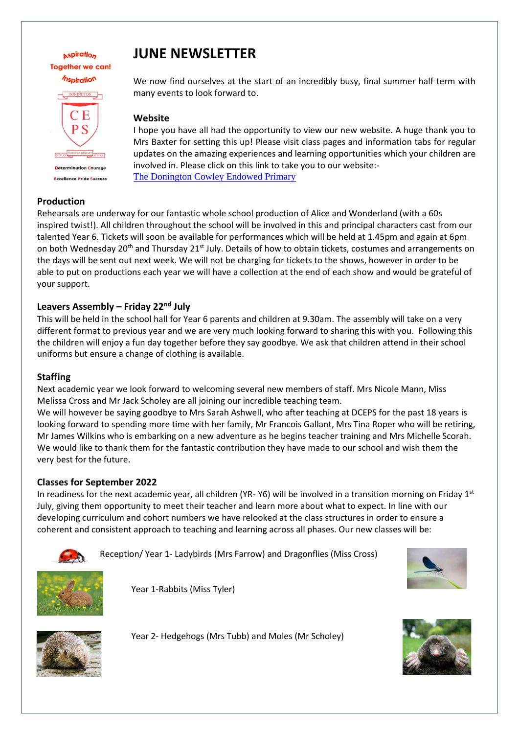Aspiration
Together we can!
Inspiration

DONINGTON
CE
PS
COWLEY ENDOWED PRIMARY SCHOOL

Determination Courage
Excellence Pride Success

# JUNE NEWSLETTER

We now find ourselves at the start of an incredibly busy, final summer half term with many events to look forward to.

### Website

I hope you have all had the opportunity to view our new website. A huge thank you to Mrs Baxter for setting this up! Please visit class pages and information tabs for regular updates on the amazing experiences and learning opportunities which your children are involved in. Please click on this link to take you to our website:-
[The Donington Cowley Endowed Primary](The Donington Cowley Endowed Primary)

### Production

Rehearsals are underway for our fantastic whole school production of Alice and Wonderland (with a 60s inspired twist!). All children throughout the school will be involved in this and principal characters cast from our talented Year 6. Tickets will soon be available for performances which will be held at 1.45pm and again at 6pm on both Wednesday 20th and Thursday 21st July. Details of how to obtain tickets, costumes and arrangements on the days will be sent out next week. We will not be charging for tickets to the shows, however in order to be able to put on productions each year we will have a collection at the end of each show and would be grateful of your support.

### Leavers Assembly – Friday 22nd July

This will be held in the school hall for Year 6 parents and children at 9.30am. The assembly will take on a very different format to previous year and we are very much looking forward to sharing this with you. Following this the children will enjoy a fun day together before they say goodbye. We ask that children attend in their school uniforms but ensure a change of clothing is available.

### Staffing

Next academic year we look forward to welcoming several new members of staff. Mrs Nicole Mann, Miss Melissa Cross and Mr Jack Scholey are all joining our incredible teaching team.
We will however be saying goodbye to Mrs Sarah Ashwell, who after teaching at DCEPS for the past 18 years is looking forward to spending more time with her family, Mr Francois Gallant, Mrs Tina Roper who will be retiring, Mr James Wilkins who is embarking on a new adventure as he begins teacher training and Mrs Michelle Scorah. We would like to thank them for the fantastic contribution they have made to our school and wish them the very best for the future.

### Classes for September 2022

In readiness for the next academic year, all children (YR- Y6) will be involved in a transition morning on Friday 1st July, giving them opportunity to meet their teacher and learn more about what to expect. In line with our developing curriculum and cohort numbers we have relooked at the class structures in order to ensure a coherent and consistent approach to teaching and learning across all phases. Our new classes will be:

Reception/ Year 1- Ladybirds (Mrs Farrow) and Dragonflies (Miss Cross)

Year 1-Rabbits (Miss Tyler)

Year 2- Hedgehogs (Mrs Tubb) and Moles (Mr Scholey)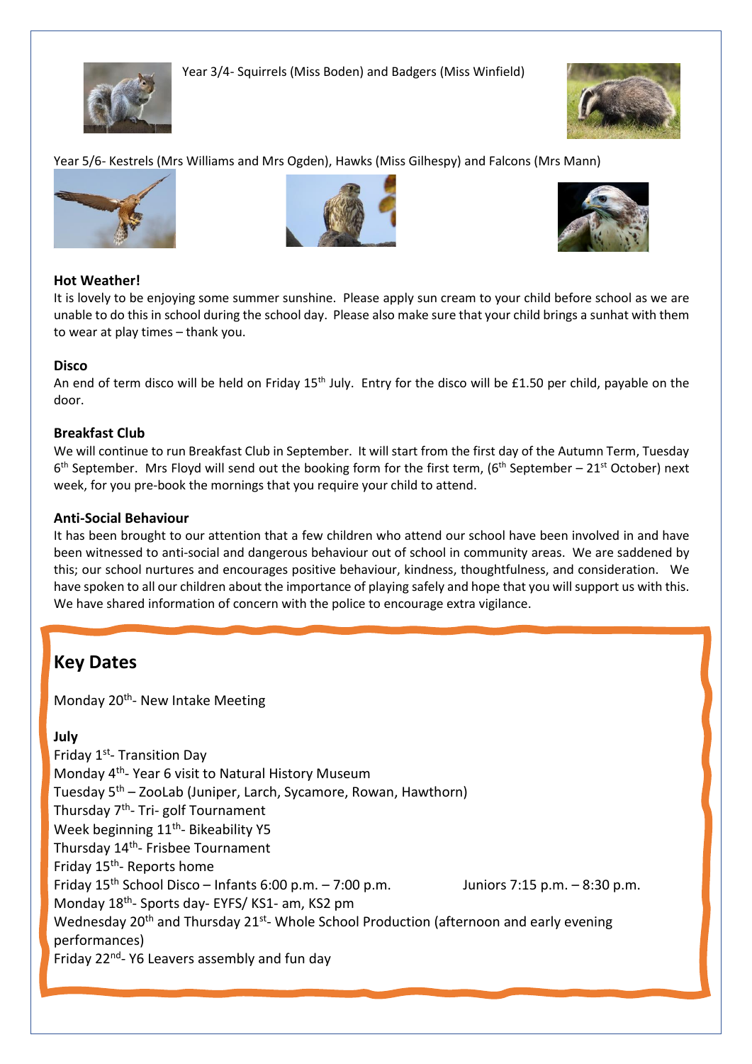Year 3/4- Squirrels (Miss Boden) and Badgers (Miss Winfield)

Year 5/6- Kestrels (Mrs Williams and Mrs Ogden), Hawks (Miss Gilhespy) and Falcons (Mrs Mann)

**Hot Weather!**

It is lovely to be enjoying some summer sunshine. Please apply sun cream to your child before school as we are unable to do this in school during the school day. Please also make sure that your child brings a sunhat with them to wear at play times – thank you.

**Disco**

An end of term disco will be held on Friday 15th July. Entry for the disco will be £1.50 per child, payable on the door.

**Breakfast Club**

We will continue to run Breakfast Club in September. It will start from the first day of the Autumn Term, Tuesday 6th September. Mrs Floyd will send out the booking form for the first term, (6th September – 21st October) next week, for you pre-book the mornings that you require your child to attend.

**Anti-Social Behaviour**

It has been brought to our attention that a few children who attend our school have been involved in and have been witnessed to anti-social and dangerous behaviour out of school in community areas. We are saddened by this; our school nurtures and encourages positive behaviour, kindness, thoughtfulness, and consideration. We have spoken to all our children about the importance of playing safely and hope that you will support us with this. We have shared information of concern with the police to encourage extra vigilance.

## Key Dates

Monday 20th- New Intake Meeting

**July**

Friday 1st- Transition Day
Monday 4th- Year 6 visit to Natural History Museum
Tuesday 5th – ZooLab (Juniper, Larch, Sycamore, Rowan, Hawthorn)
Thursday 7th- Tri- golf Tournament
Week beginning 11th- Bikeability Y5
Thursday 14th- Frisbee Tournament
Friday 15th- Reports home
Friday 15th School Disco – Infants 6:00 p.m. – 7:00 p.m. Juniors 7:15 p.m. – 8:30 p.m.
Monday 18th- Sports day- EYFS/ KS1- am, KS2 pm
Wednesday 20th and Thursday 21st- Whole School Production (afternoon and early evening performances)
Friday 22nd- Y6 Leavers assembly and fun day